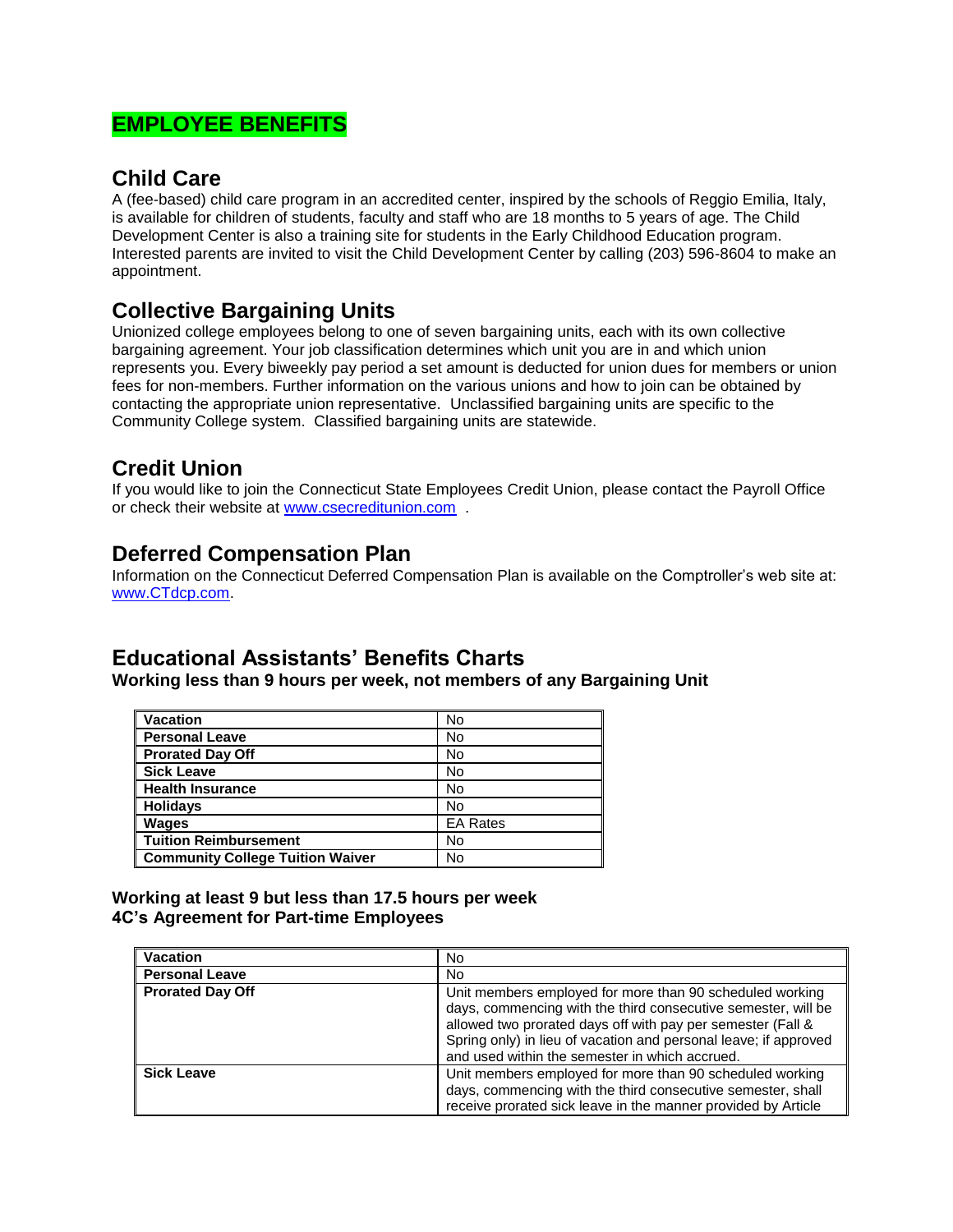# EMPLOYEE BENEFITS

## Child Care

A (fee-based) child care program in an accredited center, inspired by the schools of Reggio Emilia, Italy, is available for children of students, faculty and staff who are 18 months to 5 years of age. The Child Development Center is also a training site for students in the Early Childhood Education program. Interested parents are invited to visit the Child Development Center by calling (203) 596-8604 to make an appointment.

## Collective Bargaining Units

Unionized college employees belong to one of seven bargaining units, each with its own collective bargaining agreement. Your job classification determines which unit you are in and which union represents you. Every biweekly pay period a set amount is deducted for union dues for members or union fees for non-members. Further information on the various unions and how to join can be obtained by contacting the appropriate union representative. Unclassified bargaining units are specific to the Community College system. Classified bargaining units are statewide.

## Credit Union

If you would like to join the Connecticut State Employees Credit Union, please contact the Payroll Office or check their website at www.csecreditunion.com .

## Deferred Compensation Plan

Information on the Connecticut Deferred Compensation Plan is available on the Comptroller's web site at: www.CTdcp.com.

## Educational Assistants' Benefits Charts

**Working less than 9 hours per week, not members of any Bargaining Unit**

| | |
|---|---|
| **Vacation** | No |
| **Personal Leave** | No |
| **Prorated Day Off** | No |
| **Sick Leave** | No |
| **Health Insurance** | No |
| **Holidays** | No |
| **Wages** | EA Rates |
| **Tuition Reimbursement** | No |
| **Community College Tuition Waiver** | No |

**Working at least 9 but less than 17.5 hours per week**
**4C's Agreement for Part-time Employees**

| | |
|---|---|
| **Vacation** | No |
| **Personal Leave** | No |
| **Prorated Day Off** | Unit members employed for more than 90 scheduled working days, commencing with the third consecutive semester, will be allowed two prorated days off with pay per semester (Fall & Spring only) in lieu of vacation and personal leave; if approved and used within the semester in which accrued. |
| **Sick Leave** | Unit members employed for more than 90 scheduled working days, commencing with the third consecutive semester, shall receive prorated sick leave in the manner provided by Article |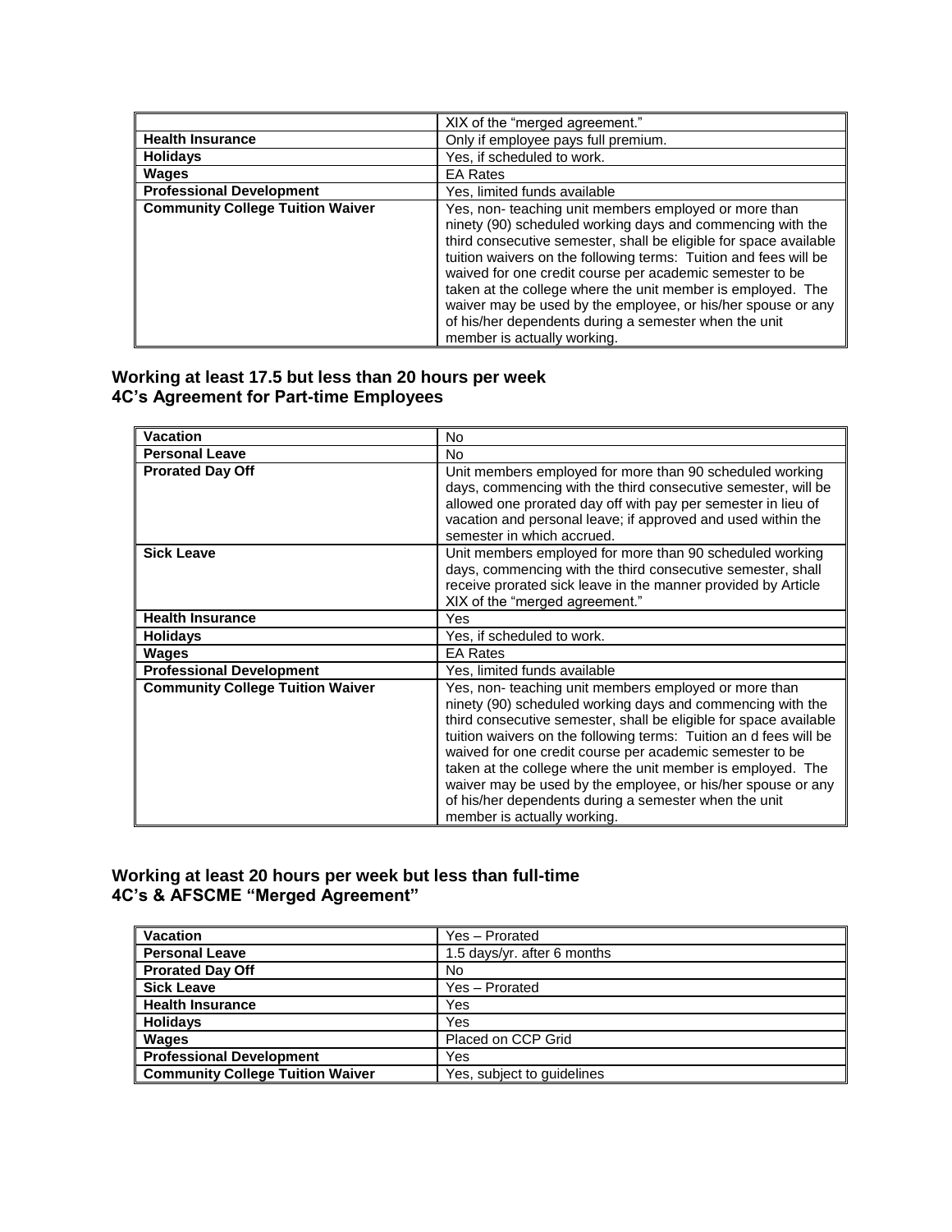| | |
|---|---|
| | XIX of the "merged agreement." |
| **Health Insurance** | Only if employee pays full premium. |
| **Holidays** | Yes, if scheduled to work. |
| **Wages** | EA Rates |
| **Professional Development** | Yes, limited funds available |
| **Community College Tuition Waiver** | Yes, non- teaching unit members employed or more than ninety (90) scheduled working days and commencing with the third consecutive semester, shall be eligible for space available tuition waivers on the following terms: Tuition and fees will be waived for one credit course per academic semester to be taken at the college where the unit member is employed. The waiver may be used by the employee, or his/her spouse or any of his/her dependents during a semester when the unit member is actually working. |

### Working at least 17.5 but less than 20 hours per week
### 4C's Agreement for Part-time Employees

| **Vacation** | No |
|---|---|
| **Personal Leave** | No |
| **Prorated Day Off** | Unit members employed for more than 90 scheduled working days, commencing with the third consecutive semester, will be allowed one prorated day off with pay per semester in lieu of vacation and personal leave; if approved and used within the semester in which accrued. |
| **Sick Leave** | Unit members employed for more than 90 scheduled working days, commencing with the third consecutive semester, shall receive prorated sick leave in the manner provided by Article XIX of the "merged agreement." |
| **Health Insurance** | Yes |
| **Holidays** | Yes, if scheduled to work. |
| **Wages** | EA Rates |
| **Professional Development** | Yes, limited funds available |
| **Community College Tuition Waiver** | Yes, non- teaching unit members employed or more than ninety (90) scheduled working days and commencing with the third consecutive semester, shall be eligible for space available tuition waivers on the following terms: Tuition an d fees will be waived for one credit course per academic semester to be taken at the college where the unit member is employed. The waiver may be used by the employee, or his/her spouse or any of his/her dependents during a semester when the unit member is actually working. |

### Working at least 20 hours per week but less than full-time
### 4C's & AFSCME "Merged Agreement"

| **Vacation** | Yes – Prorated |
|---|---|
| **Personal Leave** | 1.5 days/yr. after 6 months |
| **Prorated Day Off** | No |
| **Sick Leave** | Yes – Prorated |
| **Health Insurance** | Yes |
| **Holidays** | Yes |
| **Wages** | Placed on CCP Grid |
| **Professional Development** | Yes |
| **Community College Tuition Waiver** | Yes, subject to guidelines |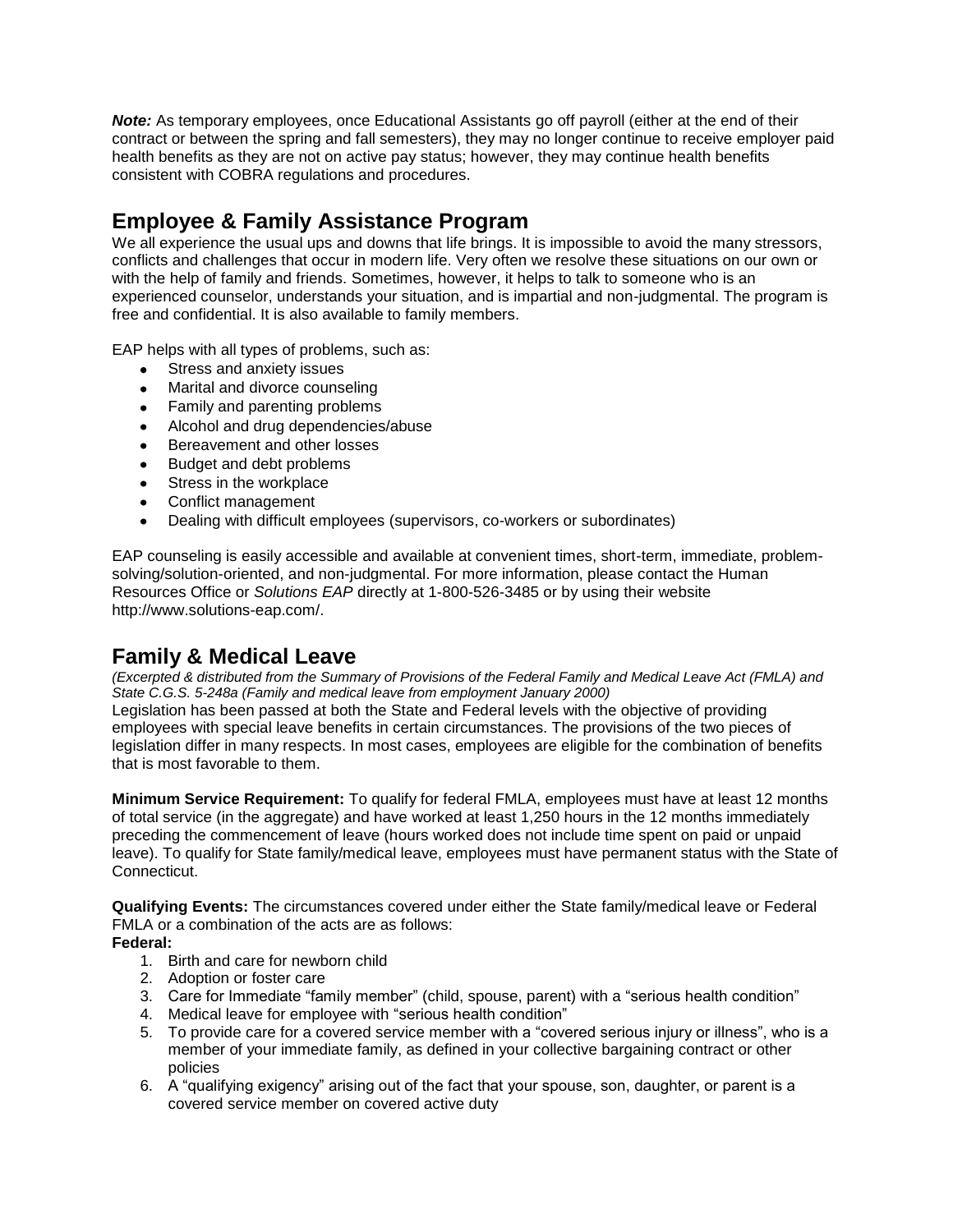***Note:*** As temporary employees, once Educational Assistants go off payroll (either at the end of their contract or between the spring and fall semesters), they may no longer continue to receive employer paid health benefits as they are not on active pay status; however, they may continue health benefits consistent with COBRA regulations and procedures.

## Employee & Family Assistance Program

We all experience the usual ups and downs that life brings. It is impossible to avoid the many stressors, conflicts and challenges that occur in modern life. Very often we resolve these situations on our own or with the help of family and friends. Sometimes, however, it helps to talk to someone who is an experienced counselor, understands your situation, and is impartial and non-judgmental. The program is free and confidential. It is also available to family members.

EAP helps with all types of problems, such as:

- Stress and anxiety issues
- Marital and divorce counseling
- Family and parenting problems
- Alcohol and drug dependencies/abuse
- Bereavement and other losses
- Budget and debt problems
- Stress in the workplace
- Conflict management
- Dealing with difficult employees (supervisors, co-workers or subordinates)

EAP counseling is easily accessible and available at convenient times, short-term, immediate, problem-solving/solution-oriented, and non-judgmental. For more information, please contact the Human Resources Office or *Solutions EAP* directly at 1-800-526-3485 or by using their website http://www.solutions-eap.com/.

## Family & Medical Leave

*(Excerpted & distributed from the Summary of Provisions of the Federal Family and Medical Leave Act (FMLA) and State C.G.S. 5-248a (Family and medical leave from employment January 2000)*

Legislation has been passed at both the State and Federal levels with the objective of providing employees with special leave benefits in certain circumstances. The provisions of the two pieces of legislation differ in many respects. In most cases, employees are eligible for the combination of benefits that is most favorable to them.

**Minimum Service Requirement:** To qualify for federal FMLA, employees must have at least 12 months of total service (in the aggregate) and have worked at least 1,250 hours in the 12 months immediately preceding the commencement of leave (hours worked does not include time spent on paid or unpaid leave). To qualify for State family/medical leave, employees must have permanent status with the State of Connecticut.

**Qualifying Events:** The circumstances covered under either the State family/medical leave or Federal FMLA or a combination of the acts are as follows:

**Federal:**

1. Birth and care for newborn child
2. Adoption or foster care
3. Care for Immediate "family member" (child, spouse, parent) with a "serious health condition"
4. Medical leave for employee with "serious health condition"
5. To provide care for a covered service member with a "covered serious injury or illness", who is a member of your immediate family, as defined in your collective bargaining contract or other policies
6. A "qualifying exigency" arising out of the fact that your spouse, son, daughter, or parent is a covered service member on covered active duty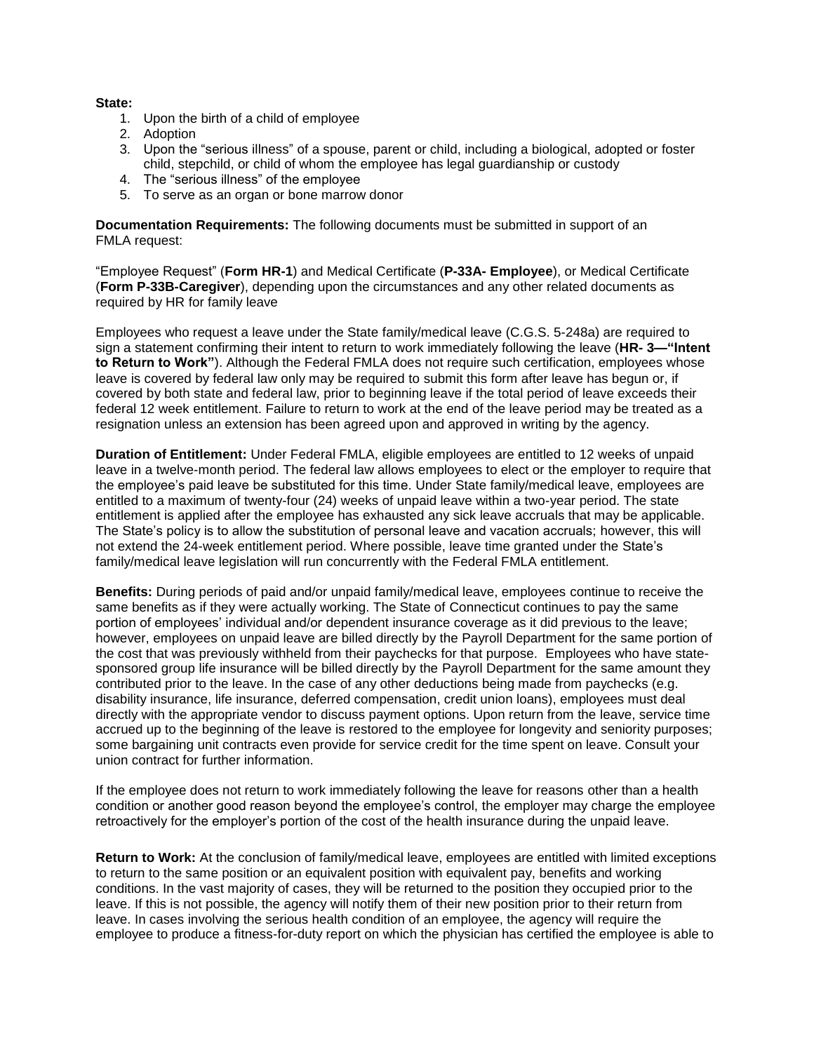**State:**

1. Upon the birth of a child of employee
2. Adoption
3. Upon the “serious illness” of a spouse, parent or child, including a biological, adopted or foster child, stepchild, or child of whom the employee has legal guardianship or custody
4. The “serious illness” of the employee
5. To serve as an organ or bone marrow donor

**Documentation Requirements:** The following documents must be submitted in support of an FMLA request:

“Employee Request” (**Form HR-1**) and Medical Certificate (**P-33A- Employee**), or Medical Certificate (**Form P-33B-Caregiver**), depending upon the circumstances and any other related documents as required by HR for family leave

Employees who request a leave under the State family/medical leave (C.G.S. 5-248a) are required to sign a statement confirming their intent to return to work immediately following the leave (**HR- 3—“Intent to Return to Work”**). Although the Federal FMLA does not require such certification, employees whose leave is covered by federal law only may be required to submit this form after leave has begun or, if covered by both state and federal law, prior to beginning leave if the total period of leave exceeds their federal 12 week entitlement. Failure to return to work at the end of the leave period may be treated as a resignation unless an extension has been agreed upon and approved in writing by the agency.

**Duration of Entitlement:** Under Federal FMLA, eligible employees are entitled to 12 weeks of unpaid leave in a twelve-month period. The federal law allows employees to elect or the employer to require that the employee’s paid leave be substituted for this time. Under State family/medical leave, employees are entitled to a maximum of twenty-four (24) weeks of unpaid leave within a two-year period. The state entitlement is applied after the employee has exhausted any sick leave accruals that may be applicable. The State’s policy is to allow the substitution of personal leave and vacation accruals; however, this will not extend the 24-week entitlement period. Where possible, leave time granted under the State’s family/medical leave legislation will run concurrently with the Federal FMLA entitlement.

**Benefits:** During periods of paid and/or unpaid family/medical leave, employees continue to receive the same benefits as if they were actually working. The State of Connecticut continues to pay the same portion of employees’ individual and/or dependent insurance coverage as it did previous to the leave; however, employees on unpaid leave are billed directly by the Payroll Department for the same portion of the cost that was previously withheld from their paychecks for that purpose. Employees who have state-sponsored group life insurance will be billed directly by the Payroll Department for the same amount they contributed prior to the leave. In the case of any other deductions being made from paychecks (e.g. disability insurance, life insurance, deferred compensation, credit union loans), employees must deal directly with the appropriate vendor to discuss payment options. Upon return from the leave, service time accrued up to the beginning of the leave is restored to the employee for longevity and seniority purposes; some bargaining unit contracts even provide for service credit for the time spent on leave. Consult your union contract for further information.

If the employee does not return to work immediately following the leave for reasons other than a health condition or another good reason beyond the employee’s control, the employer may charge the employee retroactively for the employer’s portion of the cost of the health insurance during the unpaid leave.

**Return to Work:** At the conclusion of family/medical leave, employees are entitled with limited exceptions to return to the same position or an equivalent position with equivalent pay, benefits and working conditions. In the vast majority of cases, they will be returned to the position they occupied prior to the leave. If this is not possible, the agency will notify them of their new position prior to their return from leave. In cases involving the serious health condition of an employee, the agency will require the employee to produce a fitness-for-duty report on which the physician has certified the employee is able to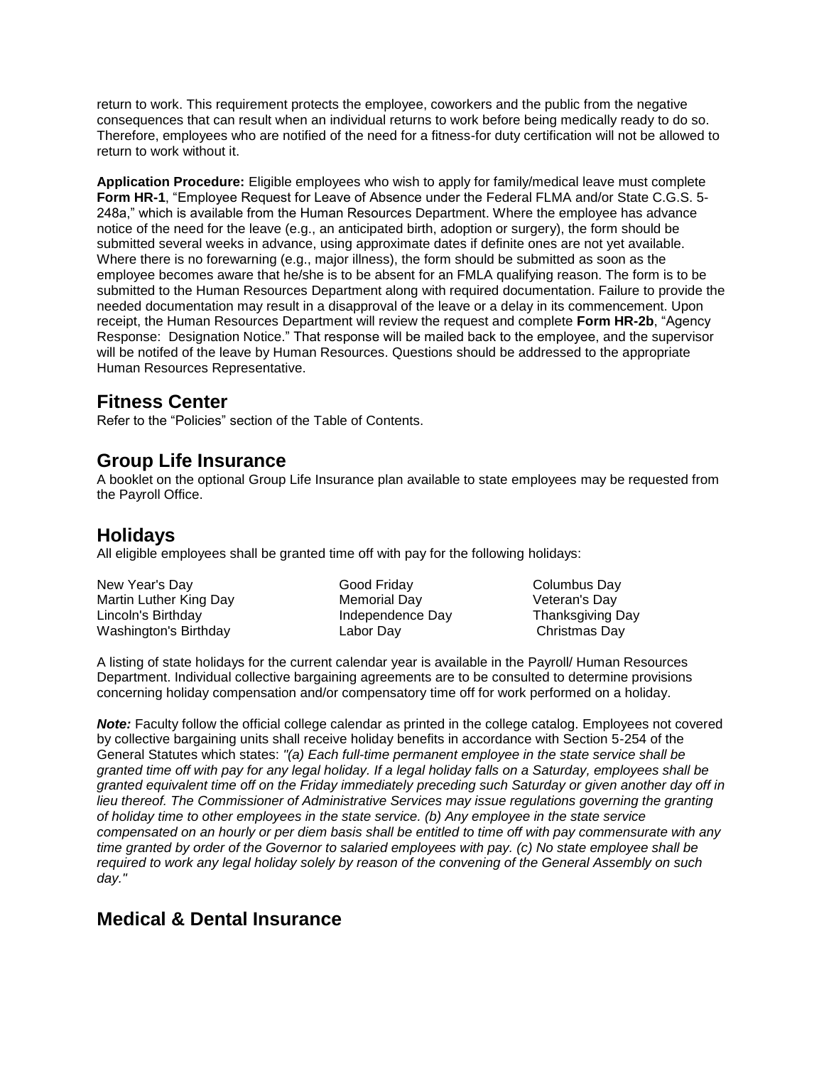return to work. This requirement protects the employee, coworkers and the public from the negative consequences that can result when an individual returns to work before being medically ready to do so. Therefore, employees who are notified of the need for a fitness-for duty certification will not be allowed to return to work without it.

**Application Procedure:** Eligible employees who wish to apply for family/medical leave must complete **Form HR-1**, "Employee Request for Leave of Absence under the Federal FLMA and/or State C.G.S. 5-248a," which is available from the Human Resources Department. Where the employee has advance notice of the need for the leave (e.g., an anticipated birth, adoption or surgery), the form should be submitted several weeks in advance, using approximate dates if definite ones are not yet available. Where there is no forewarning (e.g., major illness), the form should be submitted as soon as the employee becomes aware that he/she is to be absent for an FMLA qualifying reason. The form is to be submitted to the Human Resources Department along with required documentation. Failure to provide the needed documentation may result in a disapproval of the leave or a delay in its commencement. Upon receipt, the Human Resources Department will review the request and complete **Form HR-2b**, "Agency Response: Designation Notice." That response will be mailed back to the employee, and the supervisor will be notifed of the leave by Human Resources. Questions should be addressed to the appropriate Human Resources Representative.

## Fitness Center

Refer to the "Policies" section of the Table of Contents.

## Group Life Insurance

A booklet on the optional Group Life Insurance plan available to state employees may be requested from the Payroll Office.

## Holidays

All eligible employees shall be granted time off with pay for the following holidays:

| | | |
|---|---|---|
| New Year's Day | Good Friday | Columbus Day |
| Martin Luther King Day | Memorial Day | Veteran's Day |
| Lincoln's Birthday | Independence Day | Thanksgiving Day |
| Washington's Birthday | Labor Day | Christmas Day |

A listing of state holidays for the current calendar year is available in the Payroll/ Human Resources Department. Individual collective bargaining agreements are to be consulted to determine provisions concerning holiday compensation and/or compensatory time off for work performed on a holiday.

***Note:*** Faculty follow the official college calendar as printed in the college catalog. Employees not covered by collective bargaining units shall receive holiday benefits in accordance with Section 5-254 of the General Statutes which states: *"(a) Each full-time permanent employee in the state service shall be granted time off with pay for any legal holiday. If a legal holiday falls on a Saturday, employees shall be granted equivalent time off on the Friday immediately preceding such Saturday or given another day off in lieu thereof. The Commissioner of Administrative Services may issue regulations governing the granting of holiday time to other employees in the state service. (b) Any employee in the state service compensated on an hourly or per diem basis shall be entitled to time off with pay commensurate with any time granted by order of the Governor to salaried employees with pay. (c) No state employee shall be required to work any legal holiday solely by reason of the convening of the General Assembly on such day."*

## Medical & Dental Insurance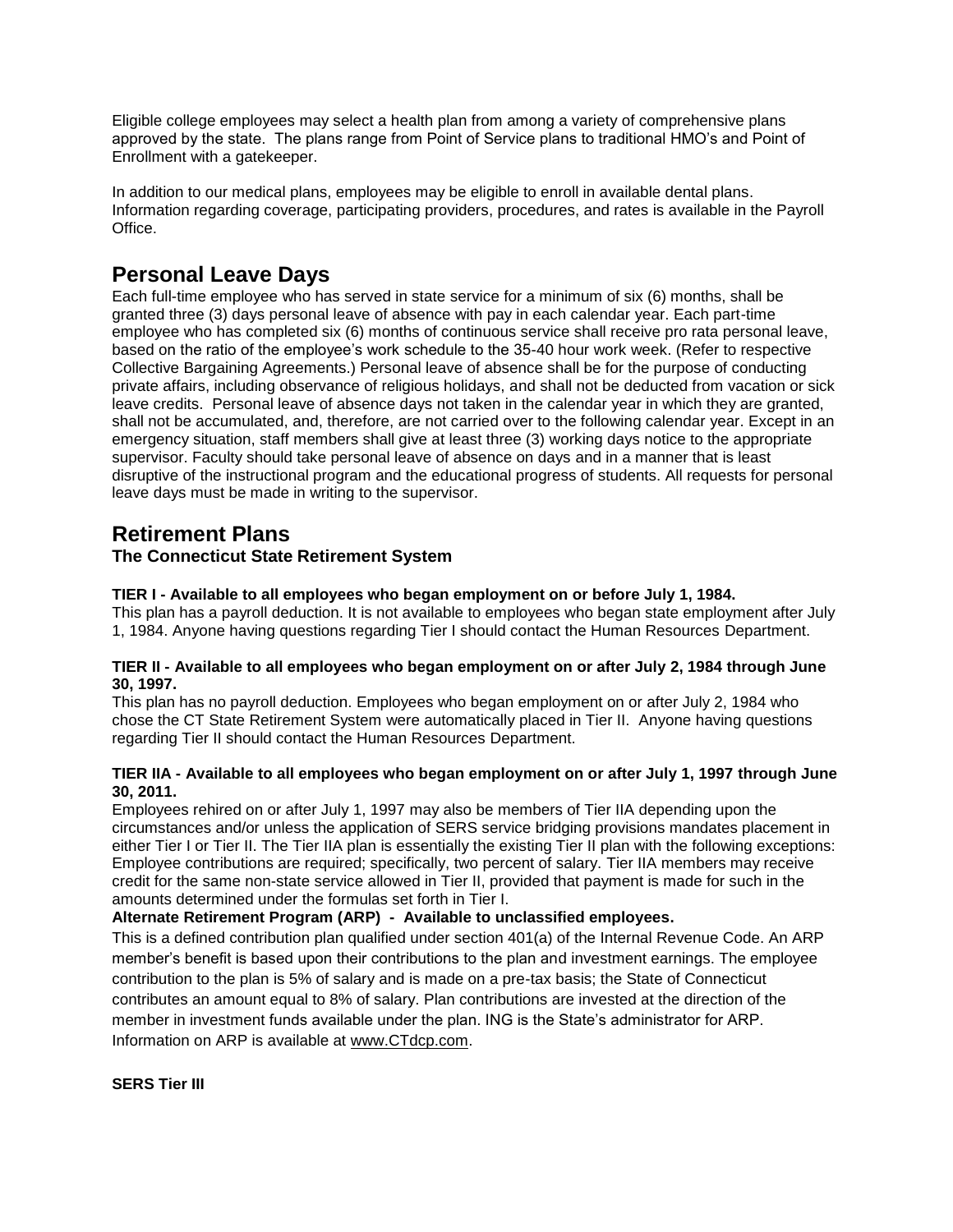Eligible college employees may select a health plan from among a variety of comprehensive plans approved by the state. The plans range from Point of Service plans to traditional HMO's and Point of Enrollment with a gatekeeper.

In addition to our medical plans, employees may be eligible to enroll in available dental plans. Information regarding coverage, participating providers, procedures, and rates is available in the Payroll Office.

## Personal Leave Days

Each full-time employee who has served in state service for a minimum of six (6) months, shall be granted three (3) days personal leave of absence with pay in each calendar year. Each part-time employee who has completed six (6) months of continuous service shall receive pro rata personal leave, based on the ratio of the employee's work schedule to the 35-40 hour work week. (Refer to respective Collective Bargaining Agreements.) Personal leave of absence shall be for the purpose of conducting private affairs, including observance of religious holidays, and shall not be deducted from vacation or sick leave credits. Personal leave of absence days not taken in the calendar year in which they are granted, shall not be accumulated, and, therefore, are not carried over to the following calendar year. Except in an emergency situation, staff members shall give at least three (3) working days notice to the appropriate supervisor. Faculty should take personal leave of absence on days and in a manner that is least disruptive of the instructional program and the educational progress of students. All requests for personal leave days must be made in writing to the supervisor.

## Retirement Plans

### The Connecticut State Retirement System

**TIER I - Available to all employees who began employment on or before July 1, 1984.**

This plan has a payroll deduction. It is not available to employees who began state employment after July 1, 1984. Anyone having questions regarding Tier I should contact the Human Resources Department.

**TIER II - Available to all employees who began employment on or after July 2, 1984 through June 30, 1997.**

This plan has no payroll deduction. Employees who began employment on or after July 2, 1984 who chose the CT State Retirement System were automatically placed in Tier II. Anyone having questions regarding Tier II should contact the Human Resources Department.

**TIER IIA - Available to all employees who began employment on or after July 1, 1997 through June 30, 2011.**

Employees rehired on or after July 1, 1997 may also be members of Tier IIA depending upon the circumstances and/or unless the application of SERS service bridging provisions mandates placement in either Tier I or Tier II. The Tier IIA plan is essentially the existing Tier II plan with the following exceptions: Employee contributions are required; specifically, two percent of salary. Tier IIA members may receive credit for the same non-state service allowed in Tier II, provided that payment is made for such in the amounts determined under the formulas set forth in Tier I.

**Alternate Retirement Program (ARP) - Available to unclassified employees.**

This is a defined contribution plan qualified under section 401(a) of the Internal Revenue Code. An ARP member's benefit is based upon their contributions to the plan and investment earnings. The employee contribution to the plan is 5% of salary and is made on a pre-tax basis; the State of Connecticut contributes an amount equal to 8% of salary. Plan contributions are invested at the direction of the member in investment funds available under the plan. ING is the State's administrator for ARP. Information on ARP is available at www.CTdcp.com.

**SERS Tier III**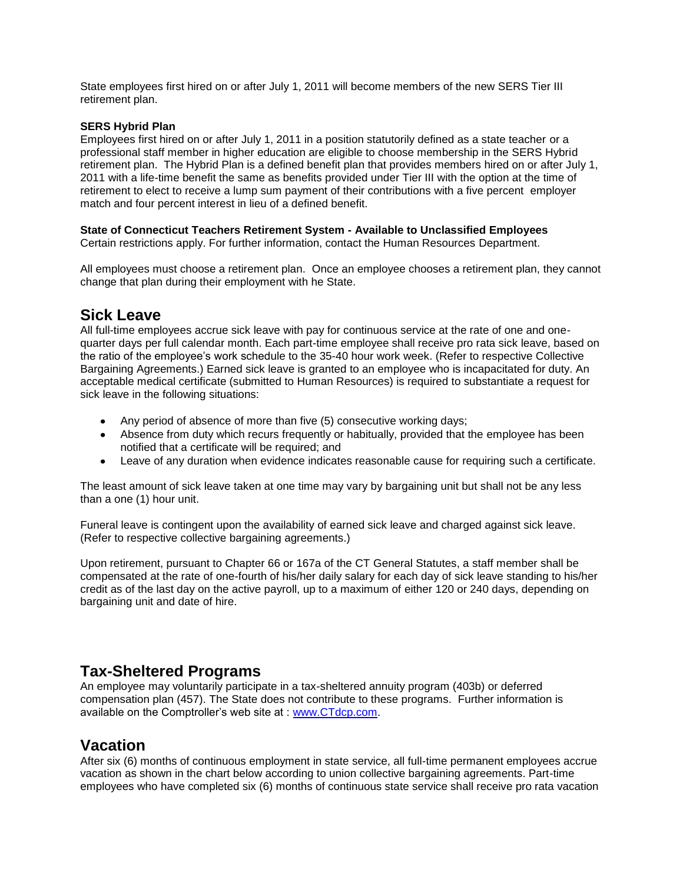State employees first hired on or after July 1, 2011 will become members of the new SERS Tier III retirement plan.

**SERS Hybrid Plan**
Employees first hired on or after July 1, 2011 in a position statutorily defined as a state teacher or a professional staff member in higher education are eligible to choose membership in the SERS Hybrid retirement plan. The Hybrid Plan is a defined benefit plan that provides members hired on or after July 1, 2011 with a life-time benefit the same as benefits provided under Tier III with the option at the time of retirement to elect to receive a lump sum payment of their contributions with a five percent employer match and four percent interest in lieu of a defined benefit.

**State of Connecticut Teachers Retirement System - Available to Unclassified Employees**
Certain restrictions apply. For further information, contact the Human Resources Department.

All employees must choose a retirement plan. Once an employee chooses a retirement plan, they cannot change that plan during their employment with he State.

## Sick Leave

All full-time employees accrue sick leave with pay for continuous service at the rate of one and one-quarter days per full calendar month. Each part-time employee shall receive pro rata sick leave, based on the ratio of the employee's work schedule to the 35-40 hour work week. (Refer to respective Collective Bargaining Agreements.) Earned sick leave is granted to an employee who is incapacitated for duty. An acceptable medical certificate (submitted to Human Resources) is required to substantiate a request for sick leave in the following situations:

- Any period of absence of more than five (5) consecutive working days;
- Absence from duty which recurs frequently or habitually, provided that the employee has been notified that a certificate will be required; and
- Leave of any duration when evidence indicates reasonable cause for requiring such a certificate.

The least amount of sick leave taken at one time may vary by bargaining unit but shall not be any less than a one (1) hour unit.

Funeral leave is contingent upon the availability of earned sick leave and charged against sick leave. (Refer to respective collective bargaining agreements.)

Upon retirement, pursuant to Chapter 66 or 167a of the CT General Statutes, a staff member shall be compensated at the rate of one-fourth of his/her daily salary for each day of sick leave standing to his/her credit as of the last day on the active payroll, up to a maximum of either 120 or 240 days, depending on bargaining unit and date of hire.

## Tax-Sheltered Programs

An employee may voluntarily participate in a tax-sheltered annuity program (403b) or deferred compensation plan (457). The State does not contribute to these programs. Further information is available on the Comptroller's web site at : [www.CTdcp.com](http://www.CTdcp.com).

## Vacation

After six (6) months of continuous employment in state service, all full-time permanent employees accrue vacation as shown in the chart below according to union collective bargaining agreements. Part-time employees who have completed six (6) months of continuous state service shall receive pro rata vacation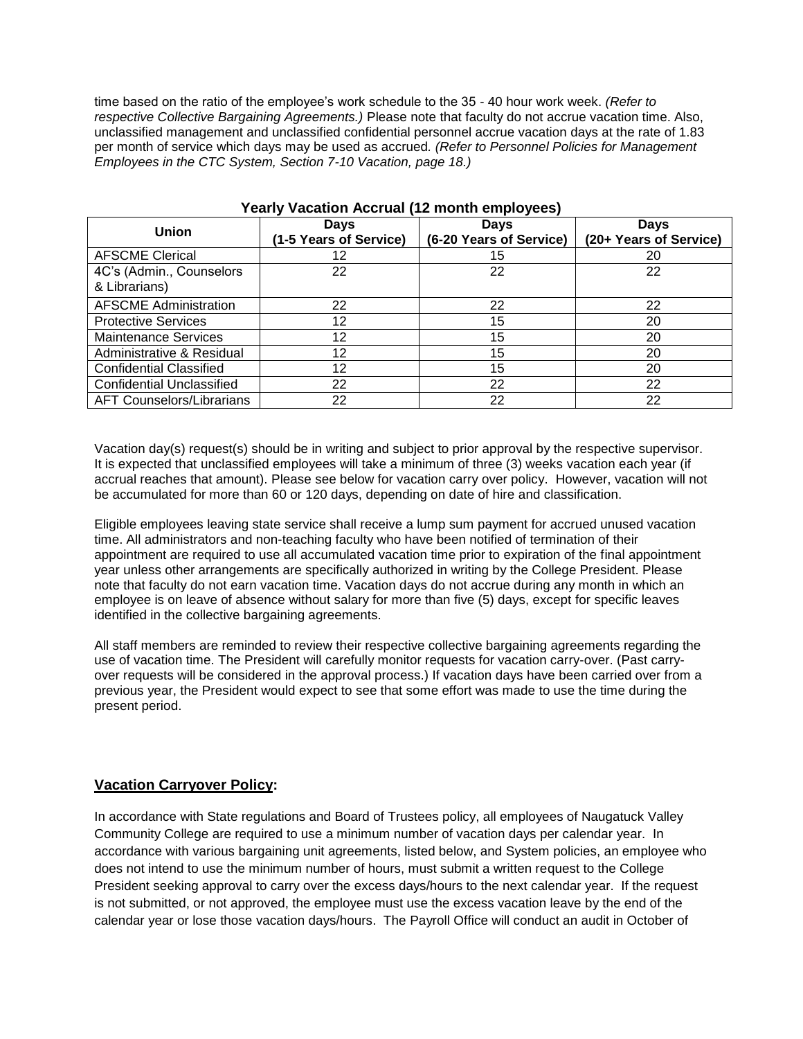time based on the ratio of the employee's work schedule to the 35 - 40 hour work week. *(Refer to respective Collective Bargaining Agreements.)* Please note that faculty do not accrue vacation time. Also, unclassified management and unclassified confidential personnel accrue vacation days at the rate of 1.83 per month of service which days may be used as accrued. *(Refer to Personnel Policies for Management Employees in the CTC System, Section 7-10 Vacation, page 18.)*

**Yearly Vacation Accrual (12 month employees)**

| Union | Days (1-5 Years of Service) | Days (6-20 Years of Service) | Days (20+ Years of Service) |
|---|---|---|---|
| AFSCME Clerical | 12 | 15 | 20 |
| 4C's (Admin., Counselors & Librarians) | 22 | 22 | 22 |
| AFSCME Administration | 22 | 22 | 22 |
| Protective Services | 12 | 15 | 20 |
| Maintenance Services | 12 | 15 | 20 |
| Administrative & Residual | 12 | 15 | 20 |
| Confidential Classified | 12 | 15 | 20 |
| Confidential Unclassified | 22 | 22 | 22 |
| AFT Counselors/Librarians | 22 | 22 | 22 |

Vacation day(s) request(s) should be in writing and subject to prior approval by the respective supervisor. It is expected that unclassified employees will take a minimum of three (3) weeks vacation each year (if accrual reaches that amount). Please see below for vacation carry over policy. However, vacation will not be accumulated for more than 60 or 120 days, depending on date of hire and classification.

Eligible employees leaving state service shall receive a lump sum payment for accrued unused vacation time. All administrators and non-teaching faculty who have been notified of termination of their appointment are required to use all accumulated vacation time prior to expiration of the final appointment year unless other arrangements are specifically authorized in writing by the College President. Please note that faculty do not earn vacation time. Vacation days do not accrue during any month in which an employee is on leave of absence without salary for more than five (5) days, except for specific leaves identified in the collective bargaining agreements.

All staff members are reminded to review their respective collective bargaining agreements regarding the use of vacation time. The President will carefully monitor requests for vacation carry-over. (Past carry-over requests will be considered in the approval process.) If vacation days have been carried over from a previous year, the President would expect to see that some effort was made to use the time during the present period.

## Vacation Carryover Policy:

In accordance with State regulations and Board of Trustees policy, all employees of Naugatuck Valley Community College are required to use a minimum number of vacation days per calendar year. In accordance with various bargaining unit agreements, listed below, and System policies, an employee who does not intend to use the minimum number of hours, must submit a written request to the College President seeking approval to carry over the excess days/hours to the next calendar year. If the request is not submitted, or not approved, the employee must use the excess vacation leave by the end of the calendar year or lose those vacation days/hours. The Payroll Office will conduct an audit in October of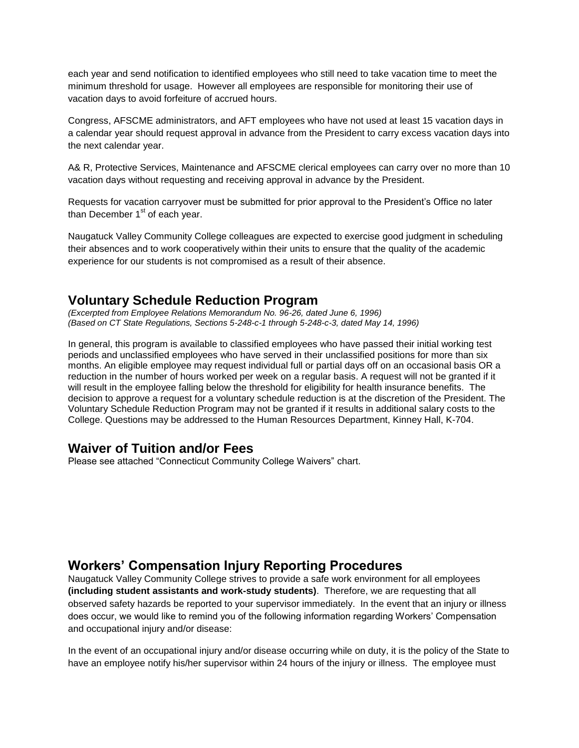each year and send notification to identified employees who still need to take vacation time to meet the minimum threshold for usage. However all employees are responsible for monitoring their use of vacation days to avoid forfeiture of accrued hours.

Congress, AFSCME administrators, and AFT employees who have not used at least 15 vacation days in a calendar year should request approval in advance from the President to carry excess vacation days into the next calendar year.

A& R, Protective Services, Maintenance and AFSCME clerical employees can carry over no more than 10 vacation days without requesting and receiving approval in advance by the President.

Requests for vacation carryover must be submitted for prior approval to the President's Office no later than December 1st of each year.

Naugatuck Valley Community College colleagues are expected to exercise good judgment in scheduling their absences and to work cooperatively within their units to ensure that the quality of the academic experience for our students is not compromised as a result of their absence.

## Voluntary Schedule Reduction Program

*(Excerpted from Employee Relations Memorandum No. 96-26, dated June 6, 1996)*
*(Based on CT State Regulations, Sections 5-248-c-1 through 5-248-c-3, dated May 14, 1996)*

In general, this program is available to classified employees who have passed their initial working test periods and unclassified employees who have served in their unclassified positions for more than six months. An eligible employee may request individual full or partial days off on an occasional basis OR a reduction in the number of hours worked per week on a regular basis. A request will not be granted if it will result in the employee falling below the threshold for eligibility for health insurance benefits. The decision to approve a request for a voluntary schedule reduction is at the discretion of the President. The Voluntary Schedule Reduction Program may not be granted if it results in additional salary costs to the College. Questions may be addressed to the Human Resources Department, Kinney Hall, K-704.

## Waiver of Tuition and/or Fees

Please see attached "Connecticut Community College Waivers" chart.

## Workers' Compensation Injury Reporting Procedures

Naugatuck Valley Community College strives to provide a safe work environment for all employees **(including student assistants and work-study students)**. Therefore, we are requesting that all observed safety hazards be reported to your supervisor immediately. In the event that an injury or illness does occur, we would like to remind you of the following information regarding Workers' Compensation and occupational injury and/or disease:

In the event of an occupational injury and/or disease occurring while on duty, it is the policy of the State to have an employee notify his/her supervisor within 24 hours of the injury or illness. The employee must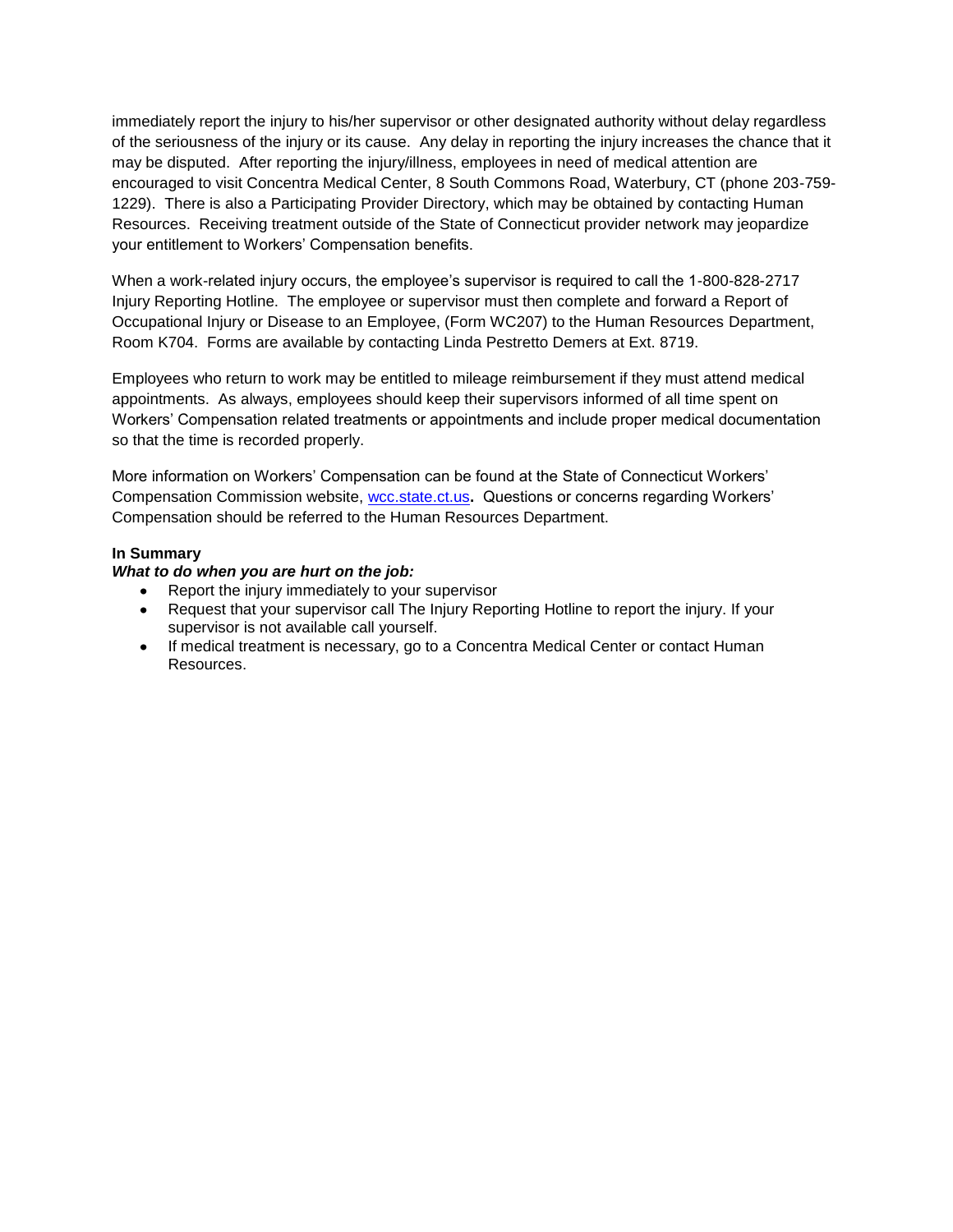immediately report the injury to his/her supervisor or other designated authority without delay regardless of the seriousness of the injury or its cause. Any delay in reporting the injury increases the chance that it may be disputed. After reporting the injury/illness, employees in need of medical attention are encouraged to visit Concentra Medical Center, 8 South Commons Road, Waterbury, CT (phone 203-759-1229). There is also a Participating Provider Directory, which may be obtained by contacting Human Resources. Receiving treatment outside of the State of Connecticut provider network may jeopardize your entitlement to Workers' Compensation benefits.

When a work-related injury occurs, the employee's supervisor is required to call the 1-800-828-2717 Injury Reporting Hotline. The employee or supervisor must then complete and forward a Report of Occupational Injury or Disease to an Employee, (Form WC207) to the Human Resources Department, Room K704. Forms are available by contacting Linda Pestretto Demers at Ext. 8719.

Employees who return to work may be entitled to mileage reimbursement if they must attend medical appointments. As always, employees should keep their supervisors informed of all time spent on Workers' Compensation related treatments or appointments and include proper medical documentation so that the time is recorded properly.

More information on Workers' Compensation can be found at the State of Connecticut Workers' Compensation Commission website, [wcc.state.ct.us](wcc.state.ct.us)**.** Questions or concerns regarding Workers' Compensation should be referred to the Human Resources Department.

**In Summary**

***What to do when you are hurt on the job:***

- Report the injury immediately to your supervisor
- Request that your supervisor call The Injury Reporting Hotline to report the injury. If your supervisor is not available call yourself.
- If medical treatment is necessary, go to a Concentra Medical Center or contact Human Resources.